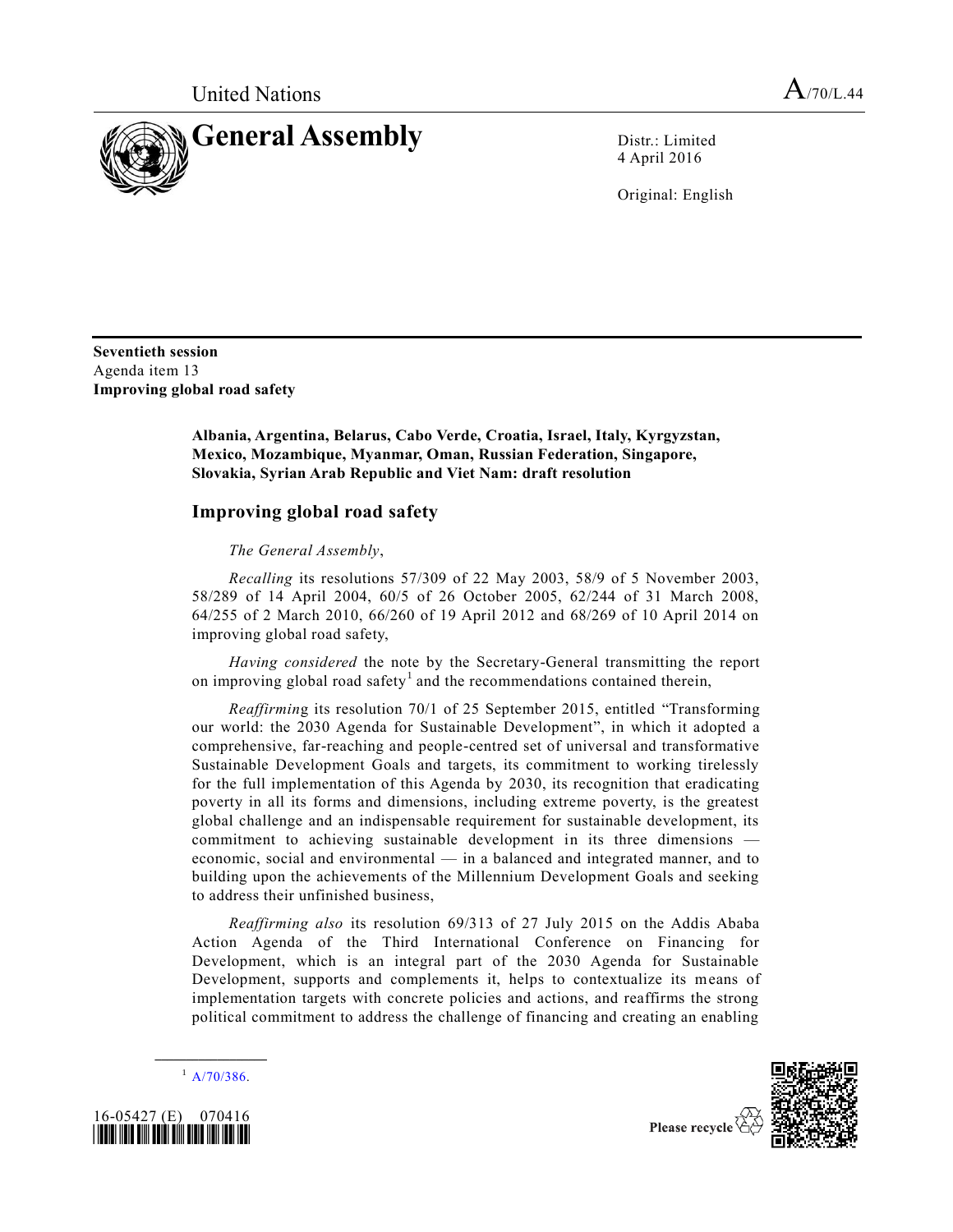United Nations

A/70/L.44

# General Assembly

Distr.: Limited
4 April 2016

Original: English

**Seventieth session**
Agenda item 13
**Improving global road safety**

**Albania, Argentina, Belarus, Cabo Verde, Croatia, Israel, Italy, Kyrgyzstan, Mexico, Mozambique, Myanmar, Oman, Russian Federation, Singapore, Slovakia, Syrian Arab Republic and Viet Nam: draft resolution**

## Improving global road safety

*The General Assembly*,

*Recalling* its resolutions 57/309 of 22 May 2003, 58/9 of 5 November 2003, 58/289 of 14 April 2004, 60/5 of 26 October 2005, 62/244 of 31 March 2008, 64/255 of 2 March 2010, 66/260 of 19 April 2012 and 68/269 of 10 April 2014 on improving global road safety,

*Having considered* the note by the Secretary-General transmitting the report on improving global road safety[1] and the recommendations contained therein,

*Reaffirming* its resolution 70/1 of 25 September 2015, entitled "Transforming our world: the 2030 Agenda for Sustainable Development", in which it adopted a comprehensive, far-reaching and people-centred set of universal and transformative Sustainable Development Goals and targets, its commitment to working tirelessly for the full implementation of this Agenda by 2030, its recognition that eradicating poverty in all its forms and dimensions, including extreme poverty, is the greatest global challenge and an indispensable requirement for sustainable development, its commitment to achieving sustainable development in its three dimensions — economic, social and environmental — in a balanced and integrated manner, and to building upon the achievements of the Millennium Development Goals and seeking to address their unfinished business,

*Reaffirming also* its resolution 69/313 of 27 July 2015 on the Addis Ababa Action Agenda of the Third International Conference on Financing for Development, which is an integral part of the 2030 Agenda for Sustainable Development, supports and complements it, helps to contextualize its means of implementation targets with concrete policies and actions, and reaffirms the strong political commitment to address the challenge of financing and creating an enabling

[1] A/70/386.

16-05427 (E) 070416

Please recycle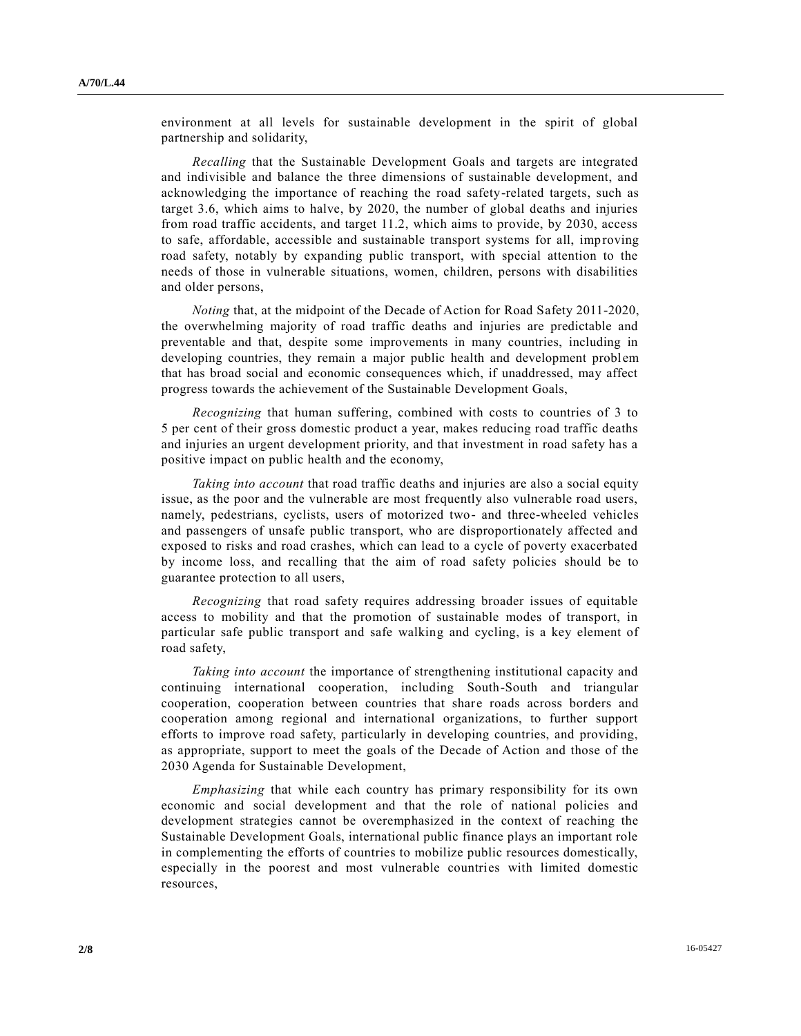environment at all levels for sustainable development in the spirit of global partnership and solidarity,

*Recalling* that the Sustainable Development Goals and targets are integrated and indivisible and balance the three dimensions of sustainable development, and acknowledging the importance of reaching the road safety-related targets, such as target 3.6, which aims to halve, by 2020, the number of global deaths and injuries from road traffic accidents, and target 11.2, which aims to provide, by 2030, access to safe, affordable, accessible and sustainable transport systems for all, improving road safety, notably by expanding public transport, with special attention to the needs of those in vulnerable situations, women, children, persons with disabilities and older persons,

*Noting* that, at the midpoint of the Decade of Action for Road Safety 2011-2020, the overwhelming majority of road traffic deaths and injuries are predictable and preventable and that, despite some improvements in many countries, including in developing countries, they remain a major public health and development problem that has broad social and economic consequences which, if unaddressed, may affect progress towards the achievement of the Sustainable Development Goals,

*Recognizing* that human suffering, combined with costs to countries of 3 to 5 per cent of their gross domestic product a year, makes reducing road traffic deaths and injuries an urgent development priority, and that investment in road safety has a positive impact on public health and the economy,

*Taking into account* that road traffic deaths and injuries are also a social equity issue, as the poor and the vulnerable are most frequently also vulnerable road users, namely, pedestrians, cyclists, users of motorized two- and three-wheeled vehicles and passengers of unsafe public transport, who are disproportionately affected and exposed to risks and road crashes, which can lead to a cycle of poverty exacerbated by income loss, and recalling that the aim of road safety policies should be to guarantee protection to all users,

*Recognizing* that road safety requires addressing broader issues of equitable access to mobility and that the promotion of sustainable modes of transport, in particular safe public transport and safe walking and cycling, is a key element of road safety,

*Taking into account* the importance of strengthening institutional capacity and continuing international cooperation, including South-South and triangular cooperation, cooperation between countries that share roads across borders and cooperation among regional and international organizations, to further support efforts to improve road safety, particularly in developing countries, and providing, as appropriate, support to meet the goals of the Decade of Action and those of the 2030 Agenda for Sustainable Development,

*Emphasizing* that while each country has primary responsibility for its own economic and social development and that the role of national policies and development strategies cannot be overemphasized in the context of reaching the Sustainable Development Goals, international public finance plays an important role in complementing the efforts of countries to mobilize public resources domestically, especially in the poorest and most vulnerable countries with limited domestic resources,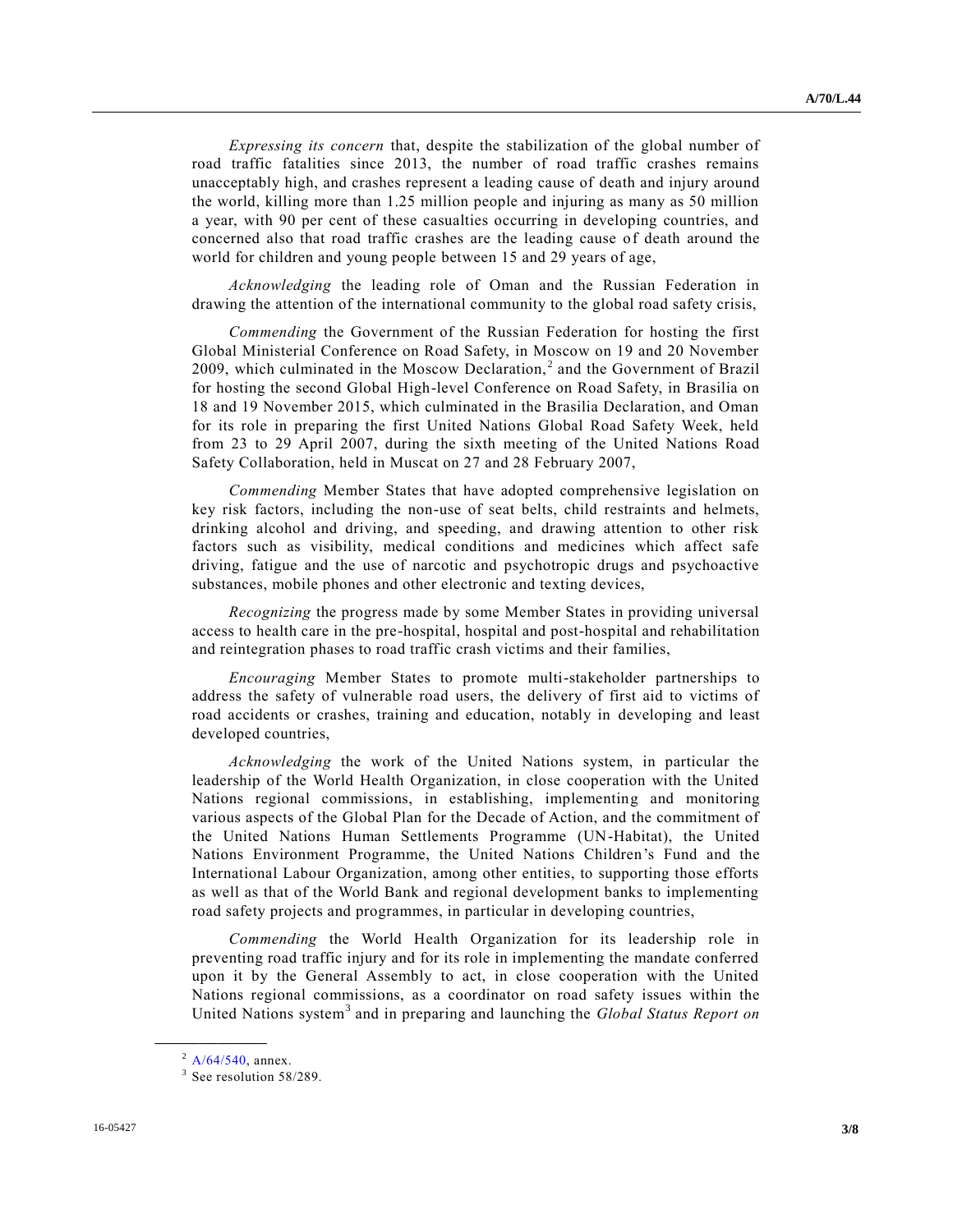*Expressing its concern* that, despite the stabilization of the global number of road traffic fatalities since 2013, the number of road traffic crashes remains unacceptably high, and crashes represent a leading cause of death and injury around the world, killing more than 1.25 million people and injuring as many as 50 million a year, with 90 per cent of these casualties occurring in developing countries, and concerned also that road traffic crashes are the leading cause of death around the world for children and young people between 15 and 29 years of age,

*Acknowledging* the leading role of Oman and the Russian Federation in drawing the attention of the international community to the global road safety crisis,

*Commending* the Government of the Russian Federation for hosting the first Global Ministerial Conference on Road Safety, in Moscow on 19 and 20 November 2009, which culminated in the Moscow Declaration,[2] and the Government of Brazil for hosting the second Global High-level Conference on Road Safety, in Brasilia on 18 and 19 November 2015, which culminated in the Brasilia Declaration, and Oman for its role in preparing the first United Nations Global Road Safety Week, held from 23 to 29 April 2007, during the sixth meeting of the United Nations Road Safety Collaboration, held in Muscat on 27 and 28 February 2007,

*Commending* Member States that have adopted comprehensive legislation on key risk factors, including the non-use of seat belts, child restraints and helmets, drinking alcohol and driving, and speeding, and drawing attention to other risk factors such as visibility, medical conditions and medicines which affect safe driving, fatigue and the use of narcotic and psychotropic drugs and psychoactive substances, mobile phones and other electronic and texting devices,

*Recognizing* the progress made by some Member States in providing universal access to health care in the pre-hospital, hospital and post-hospital and rehabilitation and reintegration phases to road traffic crash victims and their families,

*Encouraging* Member States to promote multi-stakeholder partnerships to address the safety of vulnerable road users, the delivery of first aid to victims of road accidents or crashes, training and education, notably in developing and least developed countries,

*Acknowledging* the work of the United Nations system, in particular the leadership of the World Health Organization, in close cooperation with the United Nations regional commissions, in establishing, implementing and monitoring various aspects of the Global Plan for the Decade of Action, and the commitment of the United Nations Human Settlements Programme (UN-Habitat), the United Nations Environment Programme, the United Nations Children's Fund and the International Labour Organization, among other entities, to supporting those efforts as well as that of the World Bank and regional development banks to implementing road safety projects and programmes, in particular in developing countries,

*Commending* the World Health Organization for its leadership role in preventing road traffic injury and for its role in implementing the mandate conferred upon it by the General Assembly to act, in close cooperation with the United Nations regional commissions, as a coordinator on road safety issues within the United Nations system[3] and in preparing and launching the *Global Status Report on*

---

[2] A/64/540, annex.

[3] See resolution 58/289.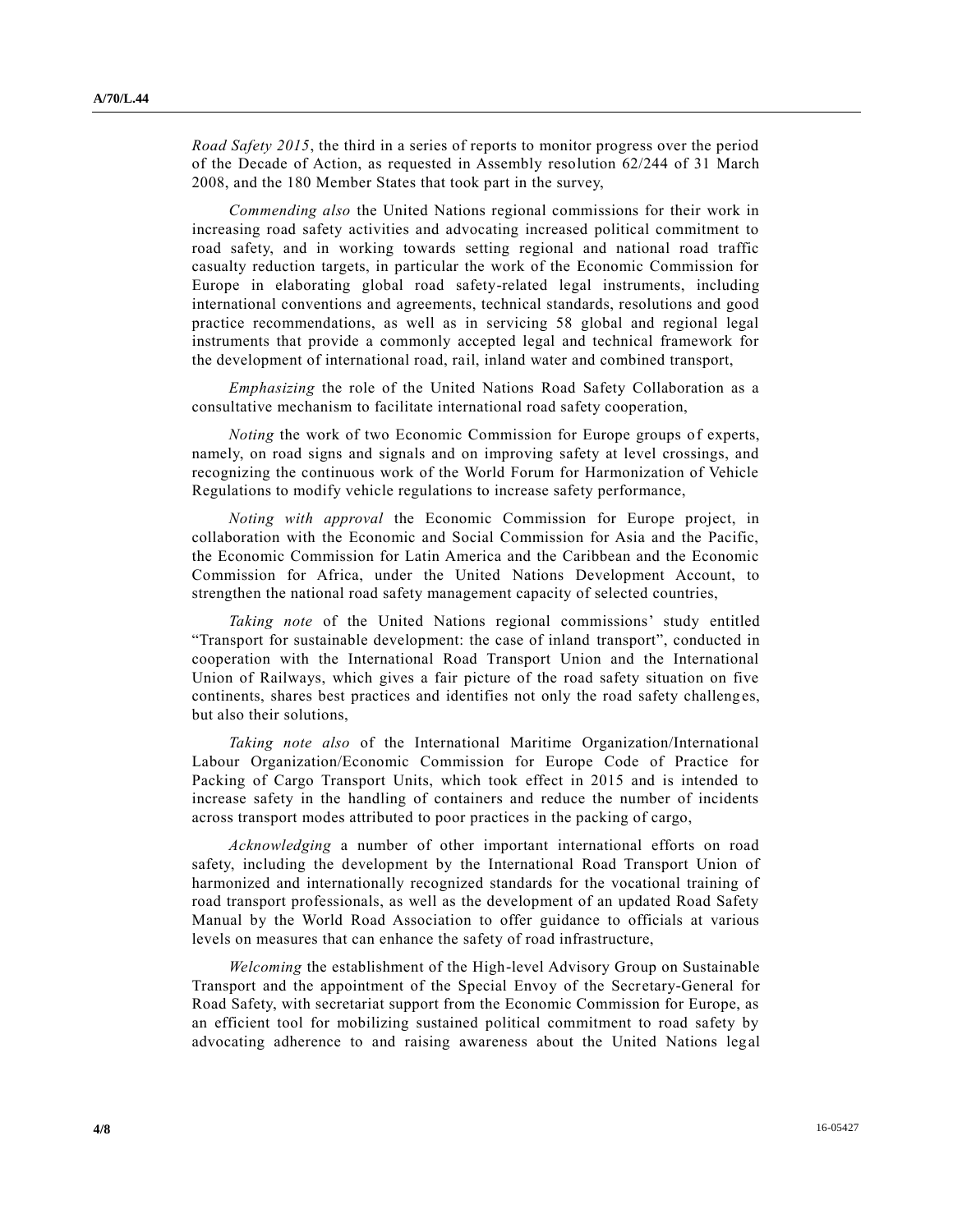*Road Safety 2015*, the third in a series of reports to monitor progress over the period of the Decade of Action, as requested in Assembly resolution 62/244 of 31 March 2008, and the 180 Member States that took part in the survey,

*Commending also* the United Nations regional commissions for their work in increasing road safety activities and advocating increased political commitment to road safety, and in working towards setting regional and national road traffic casualty reduction targets, in particular the work of the Economic Commission for Europe in elaborating global road safety-related legal instruments, including international conventions and agreements, technical standards, resolutions and good practice recommendations, as well as in servicing 58 global and regional legal instruments that provide a commonly accepted legal and technical framework for the development of international road, rail, inland water and combined transport,

*Emphasizing* the role of the United Nations Road Safety Collaboration as a consultative mechanism to facilitate international road safety cooperation,

*Noting* the work of two Economic Commission for Europe groups of experts, namely, on road signs and signals and on improving safety at level crossings, and recognizing the continuous work of the World Forum for Harmonization of Vehicle Regulations to modify vehicle regulations to increase safety performance,

*Noting with approval* the Economic Commission for Europe project, in collaboration with the Economic and Social Commission for Asia and the Pacific, the Economic Commission for Latin America and the Caribbean and the Economic Commission for Africa, under the United Nations Development Account, to strengthen the national road safety management capacity of selected countries,

*Taking note* of the United Nations regional commissions' study entitled "Transport for sustainable development: the case of inland transport", conducted in cooperation with the International Road Transport Union and the International Union of Railways, which gives a fair picture of the road safety situation on five continents, shares best practices and identifies not only the road safety challenges, but also their solutions,

*Taking note also* of the International Maritime Organization/International Labour Organization/Economic Commission for Europe Code of Practice for Packing of Cargo Transport Units, which took effect in 2015 and is intended to increase safety in the handling of containers and reduce the number of incidents across transport modes attributed to poor practices in the packing of cargo,

*Acknowledging* a number of other important international efforts on road safety, including the development by the International Road Transport Union of harmonized and internationally recognized standards for the vocational training of road transport professionals, as well as the development of an updated Road Safety Manual by the World Road Association to offer guidance to officials at various levels on measures that can enhance the safety of road infrastructure,

*Welcoming* the establishment of the High-level Advisory Group on Sustainable Transport and the appointment of the Special Envoy of the Secretary-General for Road Safety, with secretariat support from the Economic Commission for Europe, as an efficient tool for mobilizing sustained political commitment to road safety by advocating adherence to and raising awareness about the United Nations legal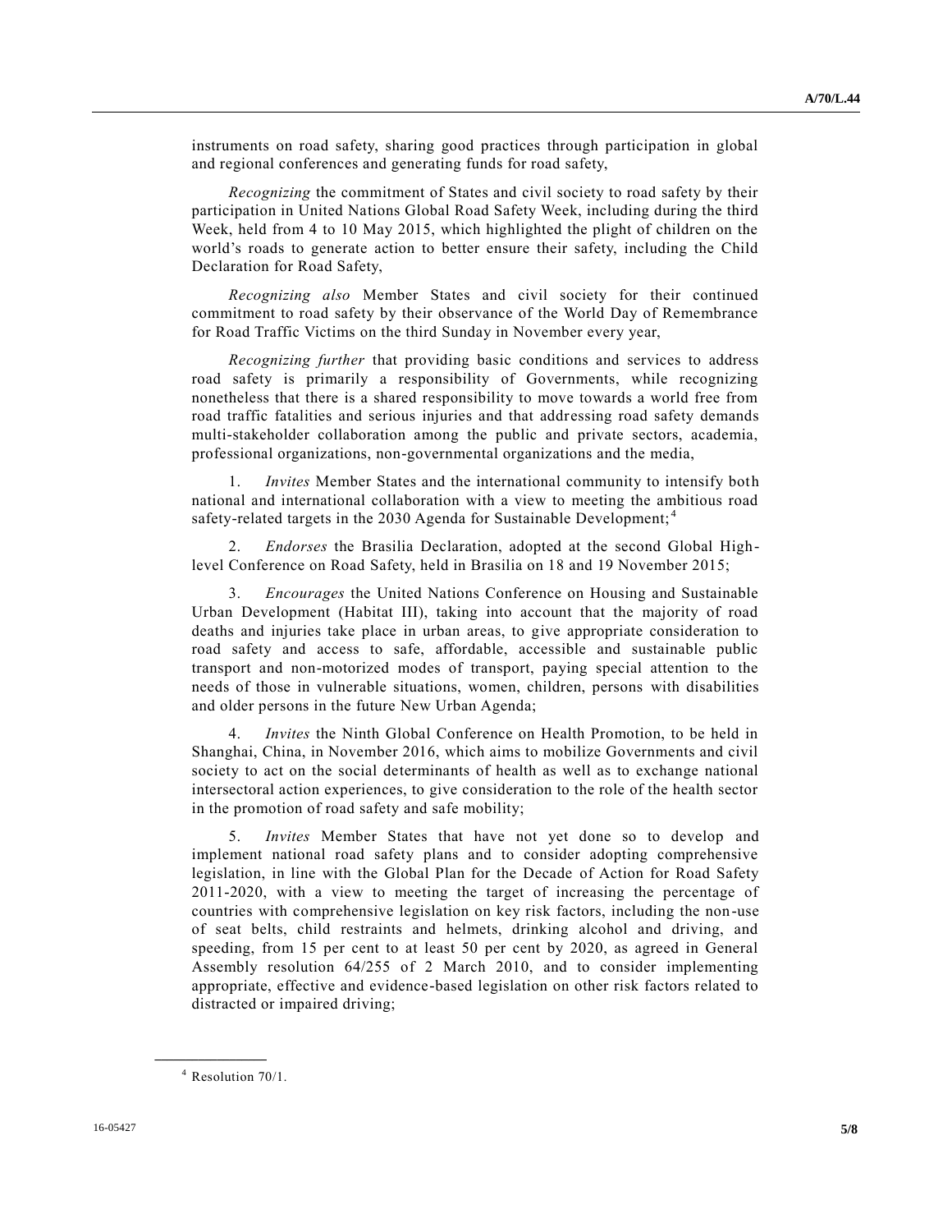instruments on road safety, sharing good practices through participation in global and regional conferences and generating funds for road safety,

*Recognizing* the commitment of States and civil society to road safety by their participation in United Nations Global Road Safety Week, including during the third Week, held from 4 to 10 May 2015, which highlighted the plight of children on the world's roads to generate action to better ensure their safety, including the Child Declaration for Road Safety,

*Recognizing also* Member States and civil society for their continued commitment to road safety by their observance of the World Day of Remembrance for Road Traffic Victims on the third Sunday in November every year,

*Recognizing further* that providing basic conditions and services to address road safety is primarily a responsibility of Governments, while recognizing nonetheless that there is a shared responsibility to move towards a world free from road traffic fatalities and serious injuries and that addressing road safety demands multi-stakeholder collaboration among the public and private sectors, academia, professional organizations, non-governmental organizations and the media,

1. *Invites* Member States and the international community to intensify both national and international collaboration with a view to meeting the ambitious road safety-related targets in the 2030 Agenda for Sustainable Development;[4]

2. *Endorses* the Brasilia Declaration, adopted at the second Global High-level Conference on Road Safety, held in Brasilia on 18 and 19 November 2015;

3. *Encourages* the United Nations Conference on Housing and Sustainable Urban Development (Habitat III), taking into account that the majority of road deaths and injuries take place in urban areas, to give appropriate consideration to road safety and access to safe, affordable, accessible and sustainable public transport and non-motorized modes of transport, paying special attention to the needs of those in vulnerable situations, women, children, persons with disabilities and older persons in the future New Urban Agenda;

4. *Invites* the Ninth Global Conference on Health Promotion, to be held in Shanghai, China, in November 2016, which aims to mobilize Governments and civil society to act on the social determinants of health as well as to exchange national intersectoral action experiences, to give consideration to the role of the health sector in the promotion of road safety and safe mobility;

5. *Invites* Member States that have not yet done so to develop and implement national road safety plans and to consider adopting comprehensive legislation, in line with the Global Plan for the Decade of Action for Road Safety 2011-2020, with a view to meeting the target of increasing the percentage of countries with comprehensive legislation on key risk factors, including the non-use of seat belts, child restraints and helmets, drinking alcohol and driving, and speeding, from 15 per cent to at least 50 per cent by 2020, as agreed in General Assembly resolution 64/255 of 2 March 2010, and to consider implementing appropriate, effective and evidence-based legislation on other risk factors related to distracted or impaired driving;

---

[4] Resolution 70/1.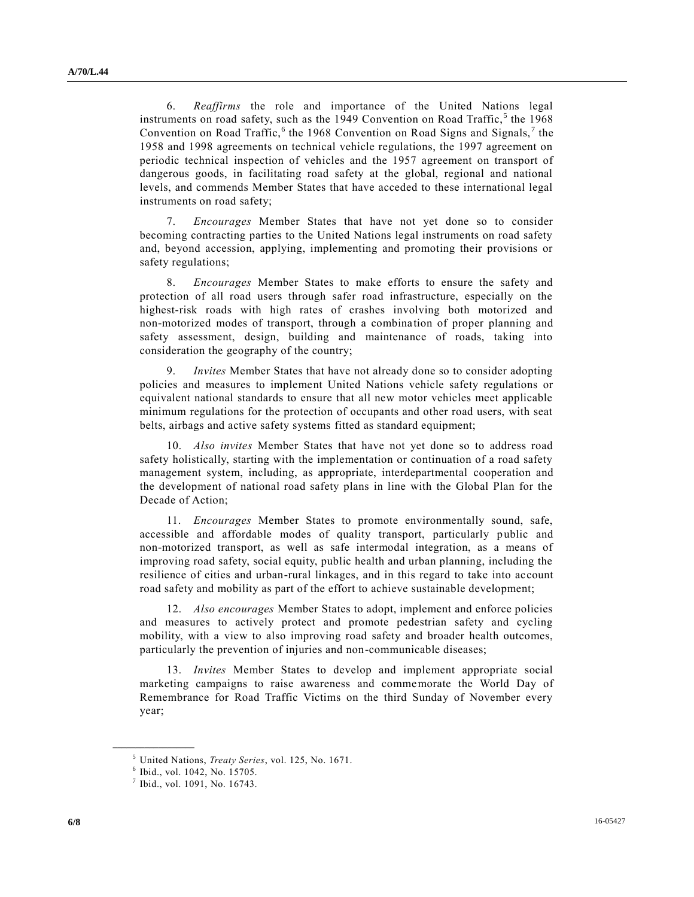6. *Reaffirms* the role and importance of the United Nations legal instruments on road safety, such as the 1949 Convention on Road Traffic,[5] the 1968 Convention on Road Traffic,[6] the 1968 Convention on Road Signs and Signals,[7] the 1958 and 1998 agreements on technical vehicle regulations, the 1997 agreement on periodic technical inspection of vehicles and the 1957 agreement on transport of dangerous goods, in facilitating road safety at the global, regional and national levels, and commends Member States that have acceded to these international legal instruments on road safety;

7. *Encourages* Member States that have not yet done so to consider becoming contracting parties to the United Nations legal instruments on road safety and, beyond accession, applying, implementing and promoting their provisions or safety regulations;

8. *Encourages* Member States to make efforts to ensure the safety and protection of all road users through safer road infrastructure, especially on the highest-risk roads with high rates of crashes involving both motorized and non-motorized modes of transport, through a combination of proper planning and safety assessment, design, building and maintenance of roads, taking into consideration the geography of the country;

9. *Invites* Member States that have not already done so to consider adopting policies and measures to implement United Nations vehicle safety regulations or equivalent national standards to ensure that all new motor vehicles meet applicable minimum regulations for the protection of occupants and other road users, with seat belts, airbags and active safety systems fitted as standard equipment;

10. *Also invites* Member States that have not yet done so to address road safety holistically, starting with the implementation or continuation of a road safety management system, including, as appropriate, interdepartmental cooperation and the development of national road safety plans in line with the Global Plan for the Decade of Action;

11. *Encourages* Member States to promote environmentally sound, safe, accessible and affordable modes of quality transport, particularly public and non-motorized transport, as well as safe intermodal integration, as a means of improving road safety, social equity, public health and urban planning, including the resilience of cities and urban-rural linkages, and in this regard to take into account road safety and mobility as part of the effort to achieve sustainable development;

12. *Also encourages* Member States to adopt, implement and enforce policies and measures to actively protect and promote pedestrian safety and cycling mobility, with a view to also improving road safety and broader health outcomes, particularly the prevention of injuries and non-communicable diseases;

13. *Invites* Member States to develop and implement appropriate social marketing campaigns to raise awareness and commemorate the World Day of Remembrance for Road Traffic Victims on the third Sunday of November every year;

---

[5] United Nations, *Treaty Series*, vol. 125, No. 1671.

[6] Ibid., vol. 1042, No. 15705.

[7] Ibid., vol. 1091, No. 16743.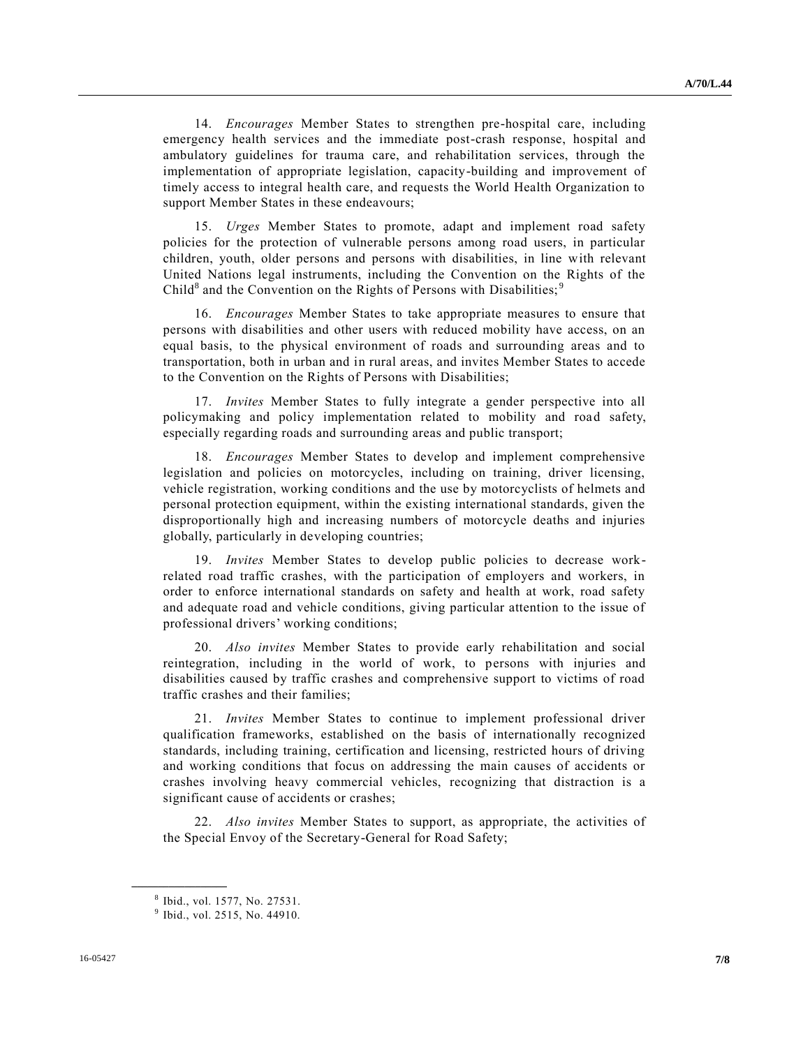14. *Encourages* Member States to strengthen pre-hospital care, including emergency health services and the immediate post-crash response, hospital and ambulatory guidelines for trauma care, and rehabilitation services, through the implementation of appropriate legislation, capacity-building and improvement of timely access to integral health care, and requests the World Health Organization to support Member States in these endeavours;

15. *Urges* Member States to promote, adapt and implement road safety policies for the protection of vulnerable persons among road users, in particular children, youth, older persons and persons with disabilities, in line with relevant United Nations legal instruments, including the Convention on the Rights of the Child[8] and the Convention on the Rights of Persons with Disabilities;[9]

16. *Encourages* Member States to take appropriate measures to ensure that persons with disabilities and other users with reduced mobility have access, on an equal basis, to the physical environment of roads and surrounding areas and to transportation, both in urban and in rural areas, and invites Member States to accede to the Convention on the Rights of Persons with Disabilities;

17. *Invites* Member States to fully integrate a gender perspective into all policymaking and policy implementation related to mobility and road safety, especially regarding roads and surrounding areas and public transport;

18. *Encourages* Member States to develop and implement comprehensive legislation and policies on motorcycles, including on training, driver licensing, vehicle registration, working conditions and the use by motorcyclists of helmets and personal protection equipment, within the existing international standards, given the disproportionally high and increasing numbers of motorcycle deaths and injuries globally, particularly in developing countries;

19. *Invites* Member States to develop public policies to decrease work-related road traffic crashes, with the participation of employers and workers, in order to enforce international standards on safety and health at work, road safety and adequate road and vehicle conditions, giving particular attention to the issue of professional drivers' working conditions;

20. *Also invites* Member States to provide early rehabilitation and social reintegration, including in the world of work, to persons with injuries and disabilities caused by traffic crashes and comprehensive support to victims of road traffic crashes and their families;

21. *Invites* Member States to continue to implement professional driver qualification frameworks, established on the basis of internationally recognized standards, including training, certification and licensing, restricted hours of driving and working conditions that focus on addressing the main causes of accidents or crashes involving heavy commercial vehicles, recognizing that distraction is a significant cause of accidents or crashes;

22. *Also invites* Member States to support, as appropriate, the activities of the Special Envoy of the Secretary-General for Road Safety;

---

[8] Ibid., vol. 1577, No. 27531.

[9] Ibid., vol. 2515, No. 44910.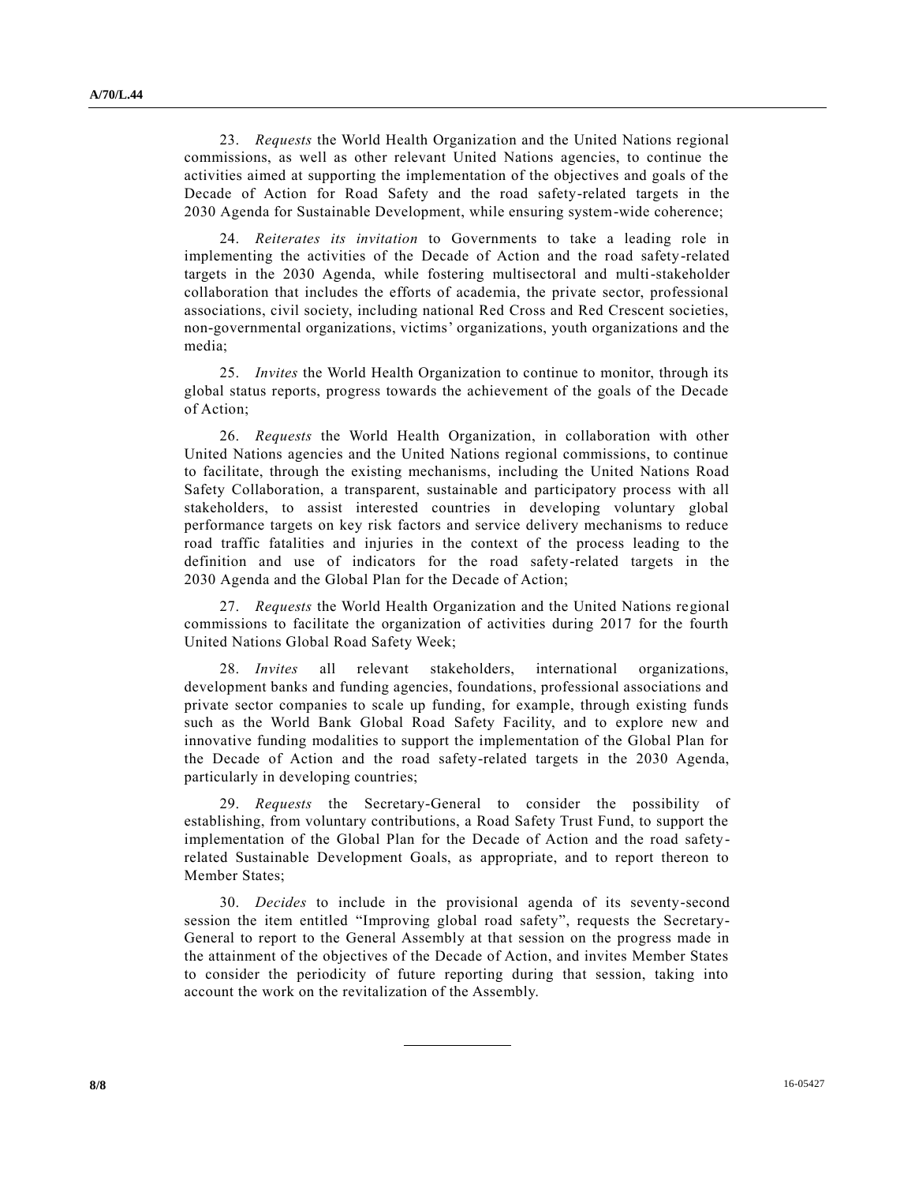23. *Requests* the World Health Organization and the United Nations regional commissions, as well as other relevant United Nations agencies, to continue the activities aimed at supporting the implementation of the objectives and goals of the Decade of Action for Road Safety and the road safety-related targets in the 2030 Agenda for Sustainable Development, while ensuring system-wide coherence;

24. *Reiterates its invitation* to Governments to take a leading role in implementing the activities of the Decade of Action and the road safety-related targets in the 2030 Agenda, while fostering multisectoral and multi-stakeholder collaboration that includes the efforts of academia, the private sector, professional associations, civil society, including national Red Cross and Red Crescent societies, non-governmental organizations, victims' organizations, youth organizations and the media;

25. *Invites* the World Health Organization to continue to monitor, through its global status reports, progress towards the achievement of the goals of the Decade of Action;

26. *Requests* the World Health Organization, in collaboration with other United Nations agencies and the United Nations regional commissions, to continue to facilitate, through the existing mechanisms, including the United Nations Road Safety Collaboration, a transparent, sustainable and participatory process with all stakeholders, to assist interested countries in developing voluntary global performance targets on key risk factors and service delivery mechanisms to reduce road traffic fatalities and injuries in the context of the process leading to the definition and use of indicators for the road safety-related targets in the 2030 Agenda and the Global Plan for the Decade of Action;

27. *Requests* the World Health Organization and the United Nations regional commissions to facilitate the organization of activities during 2017 for the fourth United Nations Global Road Safety Week;

28. *Invites* all relevant stakeholders, international organizations, development banks and funding agencies, foundations, professional associations and private sector companies to scale up funding, for example, through existing funds such as the World Bank Global Road Safety Facility, and to explore new and innovative funding modalities to support the implementation of the Global Plan for the Decade of Action and the road safety-related targets in the 2030 Agenda, particularly in developing countries;

29. *Requests* the Secretary-General to consider the possibility of establishing, from voluntary contributions, a Road Safety Trust Fund, to support the implementation of the Global Plan for the Decade of Action and the road safety-related Sustainable Development Goals, as appropriate, and to report thereon to Member States;

30. *Decides* to include in the provisional agenda of its seventy-second session the item entitled "Improving global road safety", requests the Secretary-General to report to the General Assembly at that session on the progress made in the attainment of the objectives of the Decade of Action, and invites Member States to consider the periodicity of future reporting during that session, taking into account the work on the revitalization of the Assembly.